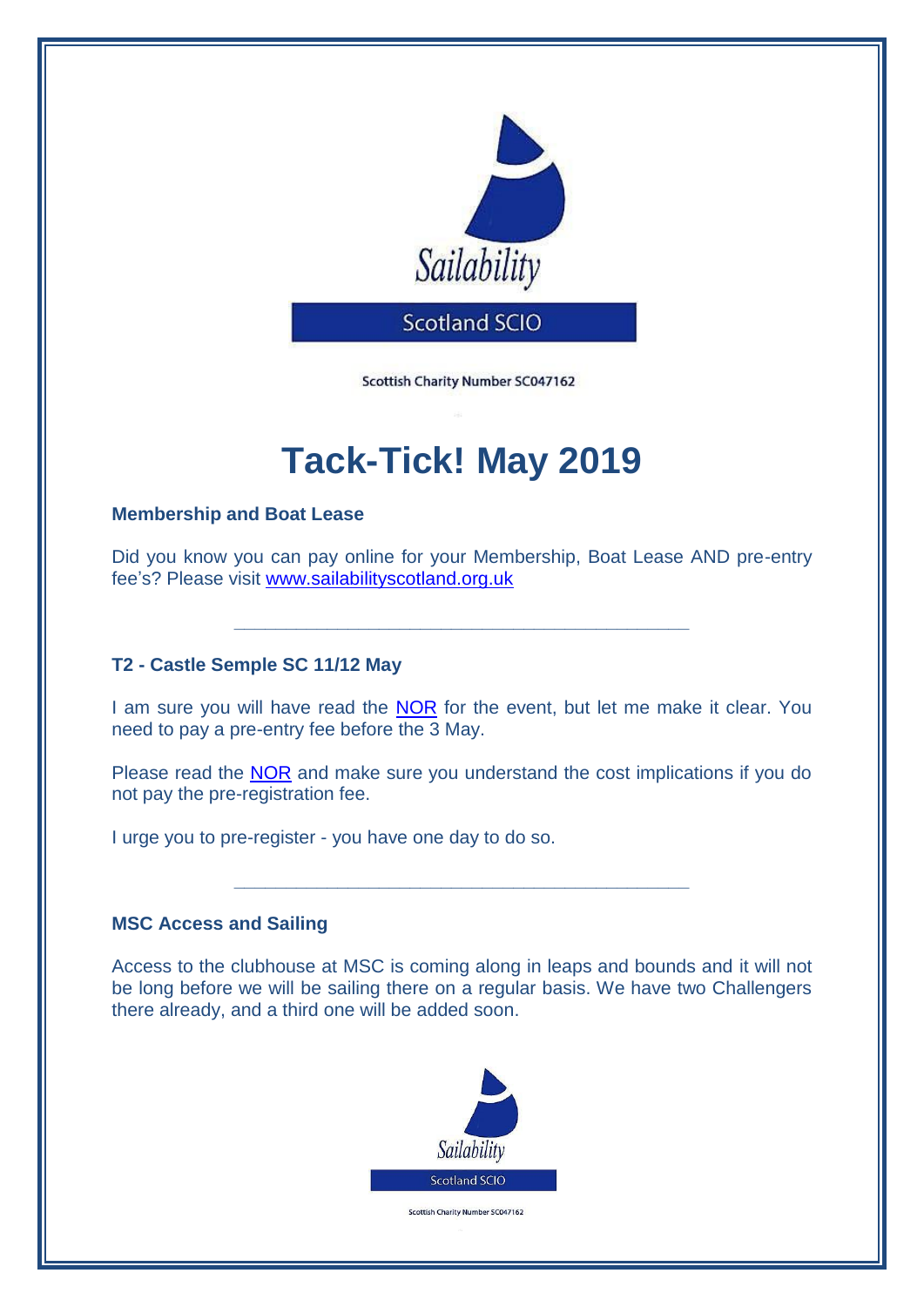Sailability

Scotland SCIO

Scottish Charity Number SC047162

# Tack-Tick! May 2019

**Membership and Boat Lease**

Did you know you can pay online for your Membership, Boat Lease AND pre-entry fee's? Please visit www.sailabilityscotland.org.uk

---

**T2 - Castle Semple SC 11/12 May**

I am sure you will have read the NOR for the event, but let me make it clear. You need to pay a pre-entry fee before the 3 May.

Please read the NOR and make sure you understand the cost implications if you do not pay the pre-registration fee.

I urge you to pre-register - you have one day to do so.

---

**MSC Access and Sailing**

Access to the clubhouse at MSC is coming along in leaps and bounds and it will not be long before we will be sailing there on a regular basis. We have two Challengers there already, and a third one will be added soon.

Sailability

Scotland SCIO

Scottish Charity Number SC047162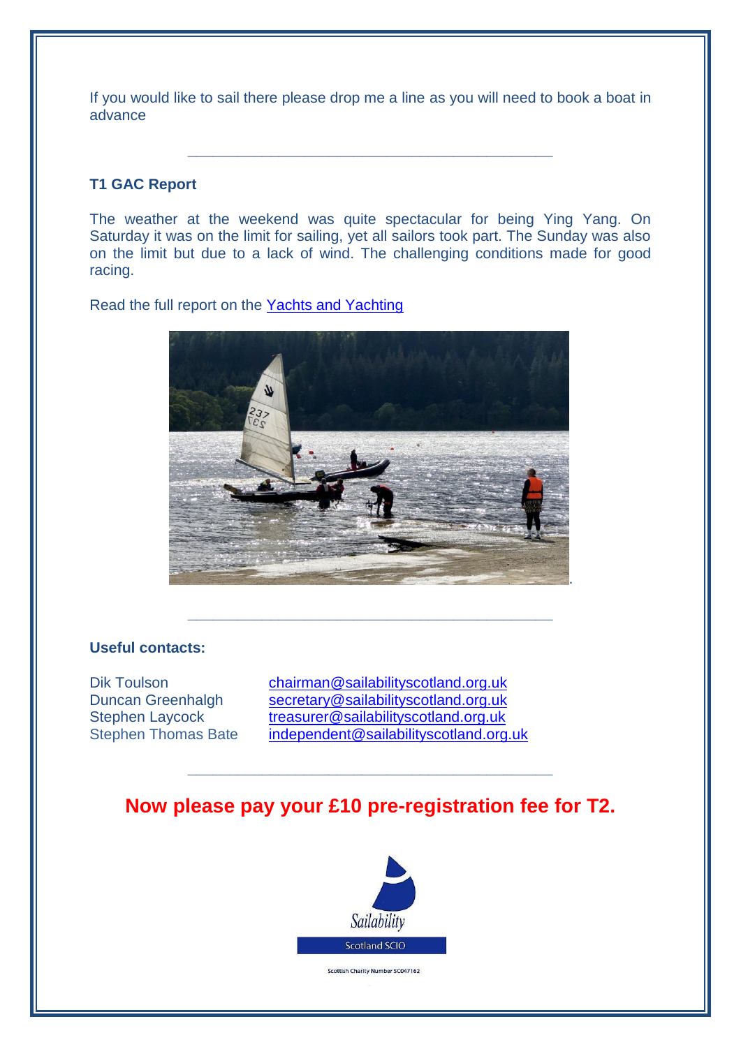If you would like to sail there please drop me a line as you will need to book a boat in advance

---

**T1 GAC Report**

The weather at the weekend was quite spectacular for being Ying Yang. On Saturday it was on the limit for sailing, yet all sailors took part. The Sunday was also on the limit but due to a lack of wind. The challenging conditions made for good racing.

Read the full report on the Yachts and Yachting

---

**Useful contacts:**

| | |
|---|---|
| Dik Toulson | chairman@sailabilityscotland.org.uk |
| Duncan Greenhalgh | secretary@sailabilityscotland.org.uk |
| Stephen Laycock | treasurer@sailabilityscotland.org.uk |
| Stephen Thomas Bate | independent@sailabilityscotland.org.uk |

---

## Now please pay your £10 pre-registration fee for T2.

Sailability

Scotland SCIO

Scottish Charity Number SC047162